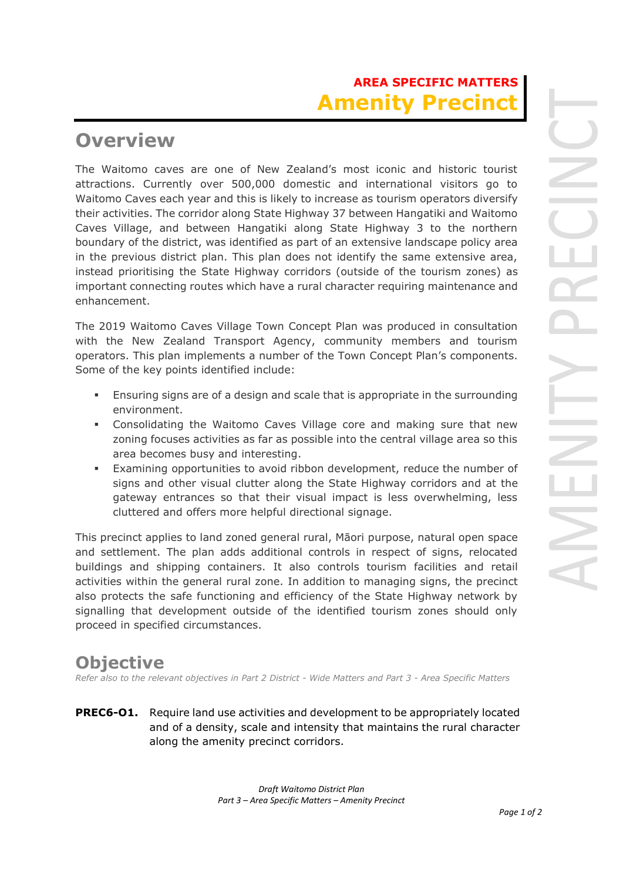**AREA SPECIFIC MATTERS**

# Amenity Precinct

## Overview

The Waitomo caves are one of New Zealand's most iconic and historic tourist attractions. Currently over 500,000 domestic and international visitors go to Waitomo Caves each year and this is likely to increase as tourism operators diversify their activities. The corridor along State Highway 37 between Hangatiki and Waitomo Caves Village, and between Hangatiki along State Highway 3 to the northern boundary of the district, was identified as part of an extensive landscape policy area in the previous district plan. This plan does not identify the same extensive area, instead prioritising the State Highway corridors (outside of the tourism zones) as important connecting routes which have a rural character requiring maintenance and enhancement.

The 2019 Waitomo Caves Village Town Concept Plan was produced in consultation with the New Zealand Transport Agency, community members and tourism operators. This plan implements a number of the Town Concept Plan's components. Some of the key points identified include:

- Ensuring signs are of a design and scale that is appropriate in the surrounding environment.
- Consolidating the Waitomo Caves Village core and making sure that new zoning focuses activities as far as possible into the central village area so this area becomes busy and interesting.
- Examining opportunities to avoid ribbon development, reduce the number of signs and other visual clutter along the State Highway corridors and at the gateway entrances so that their visual impact is less overwhelming, less cluttered and offers more helpful directional signage.

This precinct applies to land zoned general rural, Māori purpose, natural open space and settlement. The plan adds additional controls in respect of signs, relocated buildings and shipping containers. It also controls tourism facilities and retail activities within the general rural zone. In addition to managing signs, the precinct also protects the safe functioning and efficiency of the State Highway network by signalling that development outside of the identified tourism zones should only proceed in specified circumstances.

## Objective

*Refer also to the relevant objectives in Part 2 District - Wide Matters and Part 3 - Area Specific Matters*

**PREC6-O1.** Require land use activities and development to be appropriately located and of a density, scale and intensity that maintains the rural character along the amenity precinct corridors.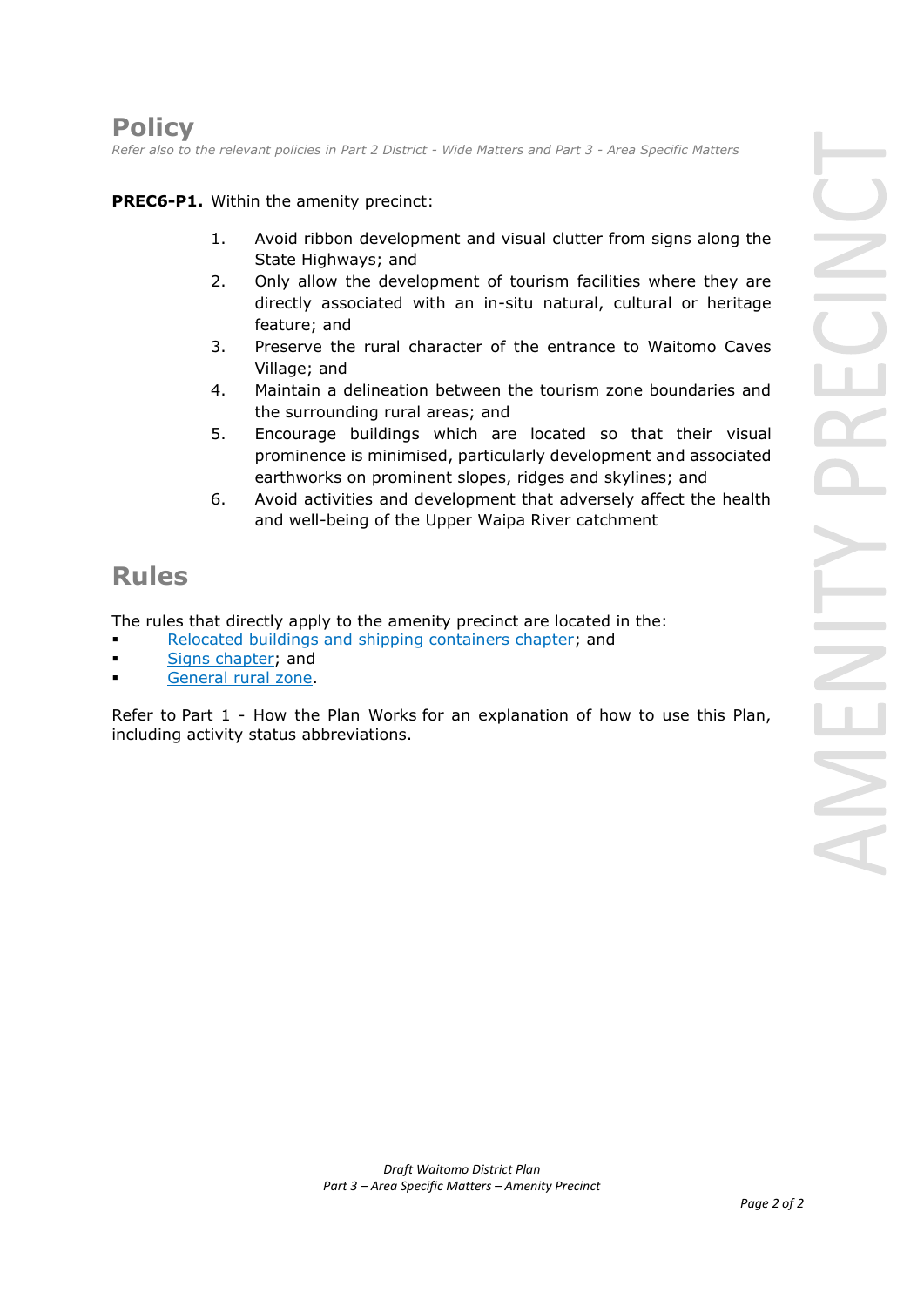## Policy

*Refer also to the relevant policies in Part 2 District - Wide Matters and Part 3 - Area Specific Matters*

**PREC6-P1.** Within the amenity precinct:

1. Avoid ribbon development and visual clutter from signs along the State Highways; and
2. Only allow the development of tourism facilities where they are directly associated with an in-situ natural, cultural or heritage feature; and
3. Preserve the rural character of the entrance to Waitomo Caves Village; and
4. Maintain a delineation between the tourism zone boundaries and the surrounding rural areas; and
5. Encourage buildings which are located so that their visual prominence is minimised, particularly development and associated earthworks on prominent slopes, ridges and skylines; and
6. Avoid activities and development that adversely affect the health and well-being of the Upper Waipa River catchment

## Rules

The rules that directly apply to the amenity precinct are located in the:

- Relocated buildings and shipping containers chapter; and
- Signs chapter; and
- General rural zone.

Refer to Part 1 - How the Plan Works for an explanation of how to use this Plan, including activity status abbreviations.